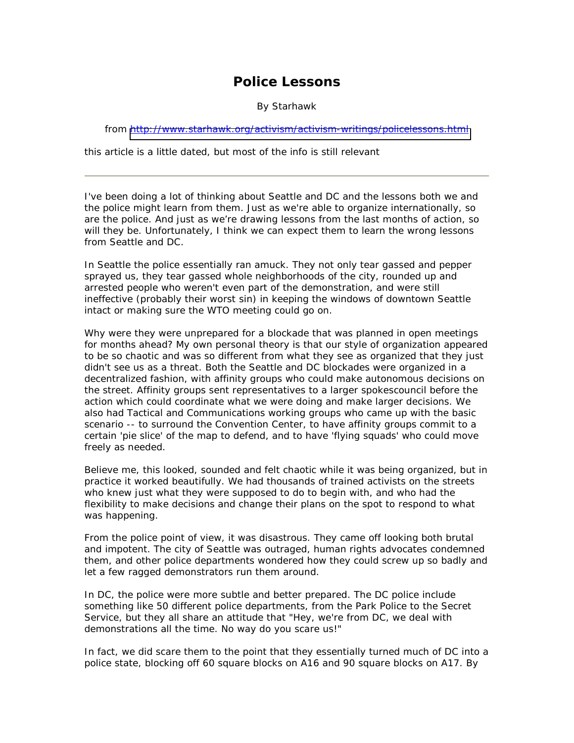# Police Lessons

By Starhawk

from [http://www.starhawk.org/activism/activism-writings/policelessons.html](http://www.starhawk.org/activism/activism-writings/policelessons.html)

this article is a little dated, but most of the info is still relevant

---

I've been doing a lot of thinking about Seattle and DC and the lessons both we and the police might learn from them. Just as we're able to organize internationally, so are the police. And just as we're drawing lessons from the last months of action, so will they be. Unfortunately, I think we can expect them to learn the wrong lessons from Seattle and DC.

In Seattle the police essentially ran amuck. They not only tear gassed and pepper sprayed us, they tear gassed whole neighborhoods of the city, rounded up and arrested people who weren't even part of the demonstration, and were still ineffective (probably their worst sin) in keeping the windows of downtown Seattle intact or making sure the WTO meeting could go on.

Why were they were unprepared for a blockade that was planned in open meetings for months ahead? My own personal theory is that our style of organization appeared to be so chaotic and was so different from what they see as organized that they just didn't see us as a threat. Both the Seattle and DC blockades were organized in a decentralized fashion, with affinity groups who could make autonomous decisions on the street. Affinity groups sent representatives to a larger spokescouncil before the action which could coordinate what we were doing and make larger decisions. We also had Tactical and Communications working groups who came up with the basic scenario -- to surround the Convention Center, to have affinity groups commit to a certain 'pie slice' of the map to defend, and to have 'flying squads' who could move freely as needed.

Believe me, this looked, sounded and felt chaotic while it was being organized, but in practice it worked beautifully. We had thousands of trained activists on the streets who knew just what they were supposed to do to begin with, and who had the flexibility to make decisions and change their plans on the spot to respond to what was happening.

From the police point of view, it was disastrous. They came off looking both brutal and impotent. The city of Seattle was outraged, human rights advocates condemned them, and other police departments wondered how they could screw up so badly and let a few ragged demonstrators run them around.

In DC, the police were more subtle and better prepared. The DC police include something like 50 different police departments, from the Park Police to the Secret Service, but they all share an attitude that "Hey, we're from DC, we deal with demonstrations all the time. No way do you scare us!"

In fact, we did scare them to the point that they essentially turned much of DC into a police state, blocking off 60 square blocks on A16 and 90 square blocks on A17. By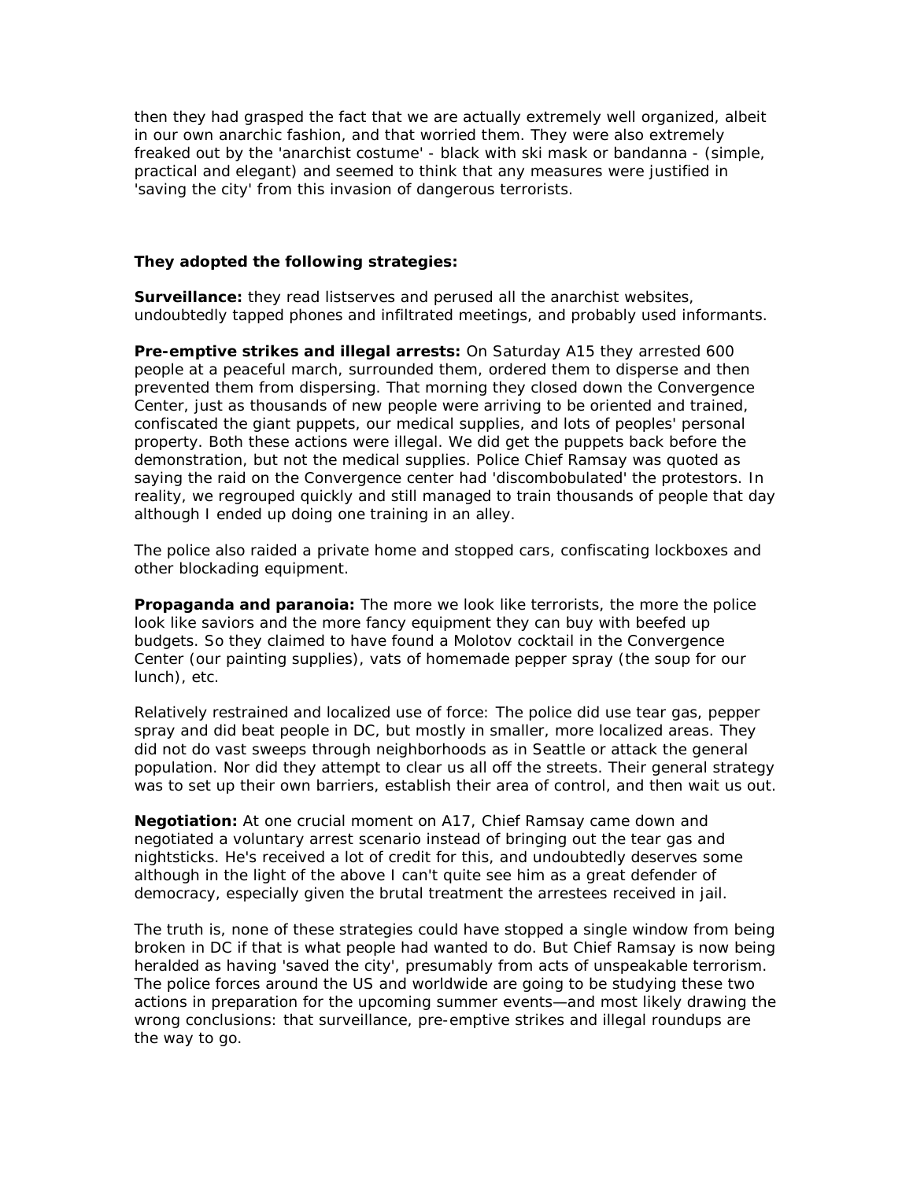then they had grasped the fact that we are actually extremely well organized, albeit in our own anarchic fashion, and that worried them. They were also extremely freaked out by the 'anarchist costume' - black with ski mask or bandanna - (simple, practical and elegant) and seemed to think that any measures were justified in 'saving the city' from this invasion of dangerous terrorists.

**They adopted the following strategies:**

**Surveillance:** they read listserves and perused all the anarchist websites, undoubtedly tapped phones and infiltrated meetings, and probably used informants.

**Pre-emptive strikes and illegal arrests:** On Saturday A15 they arrested 600 people at a peaceful march, surrounded them, ordered them to disperse and then prevented them from dispersing. That morning they closed down the Convergence Center, just as thousands of new people were arriving to be oriented and trained, confiscated the giant puppets, our medical supplies, and lots of peoples' personal property. Both these actions were illegal. We did get the puppets back before the demonstration, but not the medical supplies. Police Chief Ramsay was quoted as saying the raid on the Convergence center had 'discombobulated' the protestors. In reality, we regrouped quickly and still managed to train thousands of people that day although I ended up doing one training in an alley.

The police also raided a private home and stopped cars, confiscating lockboxes and other blockading equipment.

**Propaganda and paranoia:** The more we look like terrorists, the more the police look like saviors and the more fancy equipment they can buy with beefed up budgets. So they claimed to have found a Molotov cocktail in the Convergence Center (our painting supplies), vats of homemade pepper spray (the soup for our lunch), etc.

Relatively restrained and localized use of force: The police did use tear gas, pepper spray and did beat people in DC, but mostly in smaller, more localized areas. They did not do vast sweeps through neighborhoods as in Seattle or attack the general population. Nor did they attempt to clear us all off the streets. Their general strategy was to set up their own barriers, establish their area of control, and then wait us out.

**Negotiation:** At one crucial moment on A17, Chief Ramsay came down and negotiated a voluntary arrest scenario instead of bringing out the tear gas and nightsticks. He's received a lot of credit for this, and undoubtedly deserves some although in the light of the above I can't quite see him as a great defender of democracy, especially given the brutal treatment the arrestees received in jail.

The truth is, none of these strategies could have stopped a single window from being broken in DC if that is what people had wanted to do. But Chief Ramsay is now being heralded as having 'saved the city', presumably from acts of unspeakable terrorism. The police forces around the US and worldwide are going to be studying these two actions in preparation for the upcoming summer events—and most likely drawing the wrong conclusions: that surveillance, pre-emptive strikes and illegal roundups are the way to go.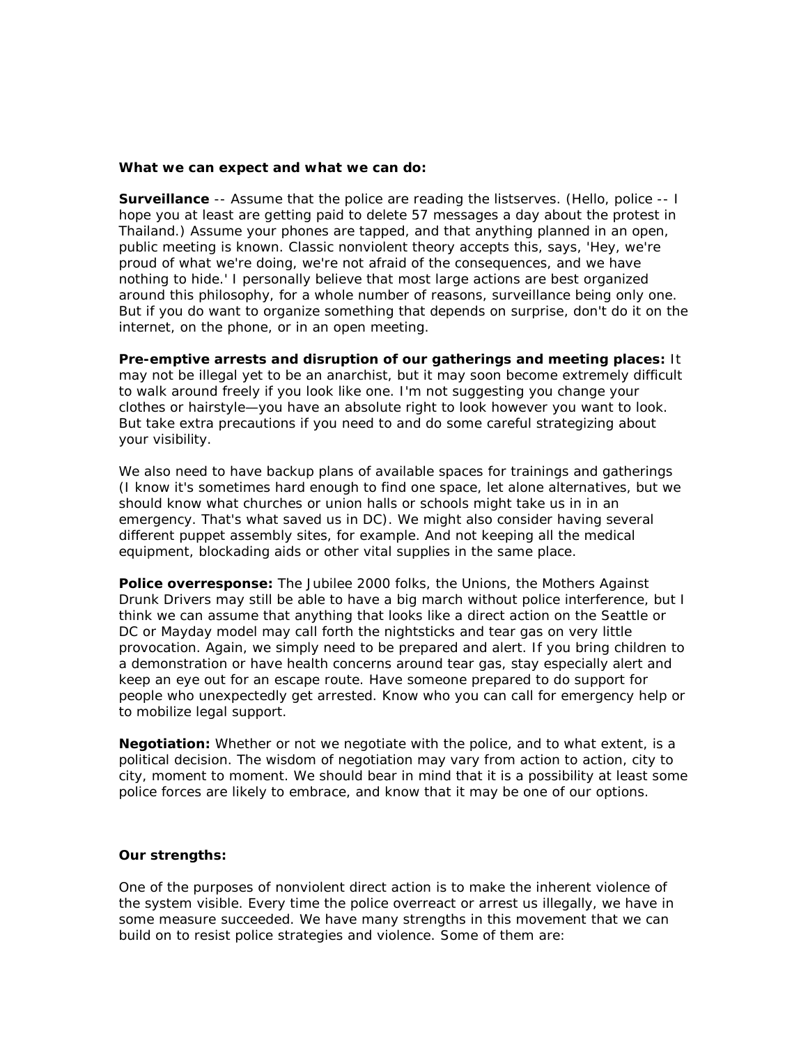**What we can expect and what we can do:**

**Surveillance** -- Assume that the police are reading the listserves. (Hello, police -- I hope you at least are getting paid to delete 57 messages a day about the protest in Thailand.) Assume your phones are tapped, and that anything planned in an open, public meeting is known. Classic nonviolent theory accepts this, says, 'Hey, we're proud of what we're doing, we're not afraid of the consequences, and we have nothing to hide.' I personally believe that most large actions are best organized around this philosophy, for a whole number of reasons, surveillance being only one. But if you do want to organize something that depends on surprise, don't do it on the internet, on the phone, or in an open meeting.

**Pre-emptive arrests and disruption of our gatherings and meeting places:** It may not be illegal yet to be an anarchist, but it may soon become extremely difficult to walk around freely if you look like one. I'm not suggesting you change your clothes or hairstyle—you have an absolute right to look however you want to look. But take extra precautions if you need to and do some careful strategizing about your visibility.

We also need to have backup plans of available spaces for trainings and gatherings (I know it's sometimes hard enough to find one space, let alone alternatives, but we should know what churches or union halls or schools might take us in in an emergency. That's what saved us in DC). We might also consider having several different puppet assembly sites, for example. And not keeping all the medical equipment, blockading aids or other vital supplies in the same place.

**Police overresponse:** The Jubilee 2000 folks, the Unions, the Mothers Against Drunk Drivers may still be able to have a big march without police interference, but I think we can assume that anything that looks like a direct action on the Seattle or DC or Mayday model may call forth the nightsticks and tear gas on very little provocation. Again, we simply need to be prepared and alert. If you bring children to a demonstration or have health concerns around tear gas, stay especially alert and keep an eye out for an escape route. Have someone prepared to do support for people who unexpectedly get arrested. Know who you can call for emergency help or to mobilize legal support.

**Negotiation:** Whether or not we negotiate with the police, and to what extent, is a political decision. The wisdom of negotiation may vary from action to action, city to city, moment to moment. We should bear in mind that it is a possibility at least some police forces are likely to embrace, and know that it may be one of our options.

**Our strengths:**

One of the purposes of nonviolent direct action is to make the inherent violence of the system visible. Every time the police overreact or arrest us illegally, we have in some measure succeeded. We have many strengths in this movement that we can build on to resist police strategies and violence. Some of them are: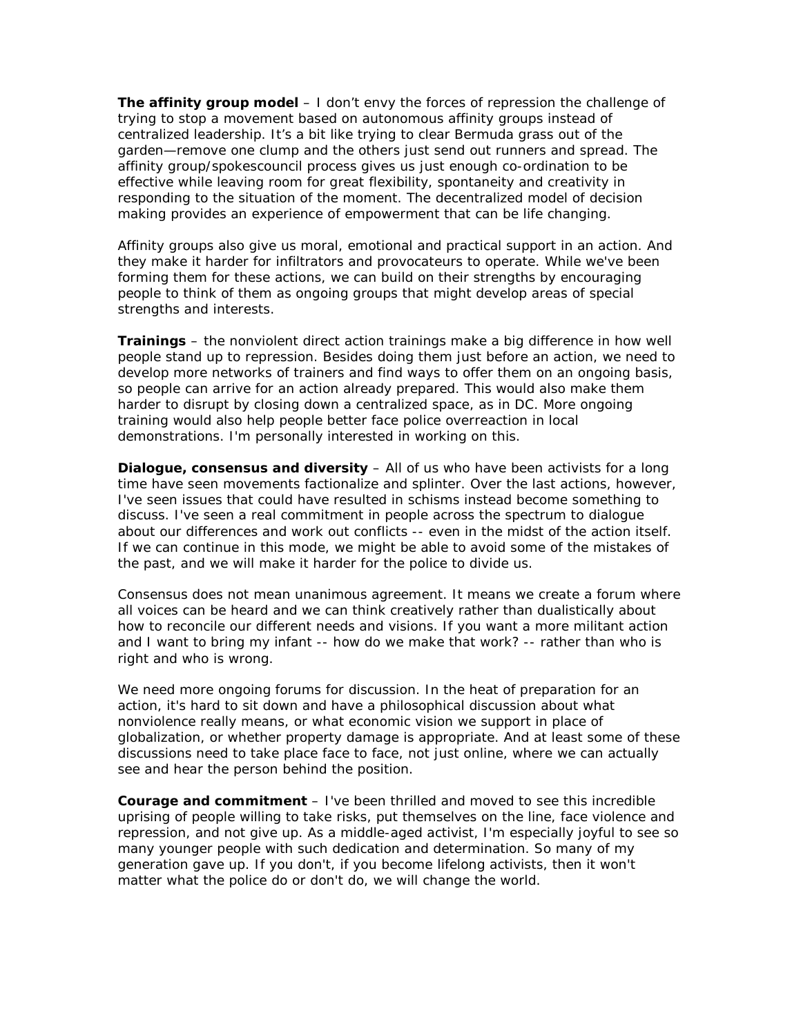**The affinity group model** – I don't envy the forces of repression the challenge of trying to stop a movement based on autonomous affinity groups instead of centralized leadership. It's a bit like trying to clear Bermuda grass out of the garden—remove one clump and the others just send out runners and spread. The affinity group/spokescouncil process gives us just enough co-ordination to be effective while leaving room for great flexibility, spontaneity and creativity in responding to the situation of the moment. The decentralized model of decision making provides an experience of empowerment that can be life changing.

Affinity groups also give us moral, emotional and practical support in an action. And they make it harder for infiltrators and provocateurs to operate. While we've been forming them for these actions, we can build on their strengths by encouraging people to think of them as ongoing groups that might develop areas of special strengths and interests.

**Trainings** – the nonviolent direct action trainings make a big difference in how well people stand up to repression. Besides doing them just before an action, we need to develop more networks of trainers and find ways to offer them on an ongoing basis, so people can arrive for an action already prepared. This would also make them harder to disrupt by closing down a centralized space, as in DC. More ongoing training would also help people better face police overreaction in local demonstrations. I'm personally interested in working on this.

**Dialogue, consensus and diversity** – All of us who have been activists for a long time have seen movements factionalize and splinter. Over the last actions, however, I've seen issues that could have resulted in schisms instead become something to discuss. I've seen a real commitment in people across the spectrum to dialogue about our differences and work out conflicts -- even in the midst of the action itself. If we can continue in this mode, we might be able to avoid some of the mistakes of the past, and we will make it harder for the police to divide us.

Consensus does not mean unanimous agreement. It means we create a forum where all voices can be heard and we can think creatively rather than dualistically about how to reconcile our different needs and visions. If you want a more militant action and I want to bring my infant -- how do we make that work? -- rather than who is right and who is wrong.

We need more ongoing forums for discussion. In the heat of preparation for an action, it's hard to sit down and have a philosophical discussion about what nonviolence really means, or what economic vision we support in place of globalization, or whether property damage is appropriate. And at least some of these discussions need to take place face to face, not just online, where we can actually see and hear the person behind the position.

**Courage and commitment** – I've been thrilled and moved to see this incredible uprising of people willing to take risks, put themselves on the line, face violence and repression, and not give up. As a middle-aged activist, I'm especially joyful to see so many younger people with such dedication and determination. So many of my generation gave up. If you don't, if you become lifelong activists, then it won't matter what the police do or don't do, we will change the world.